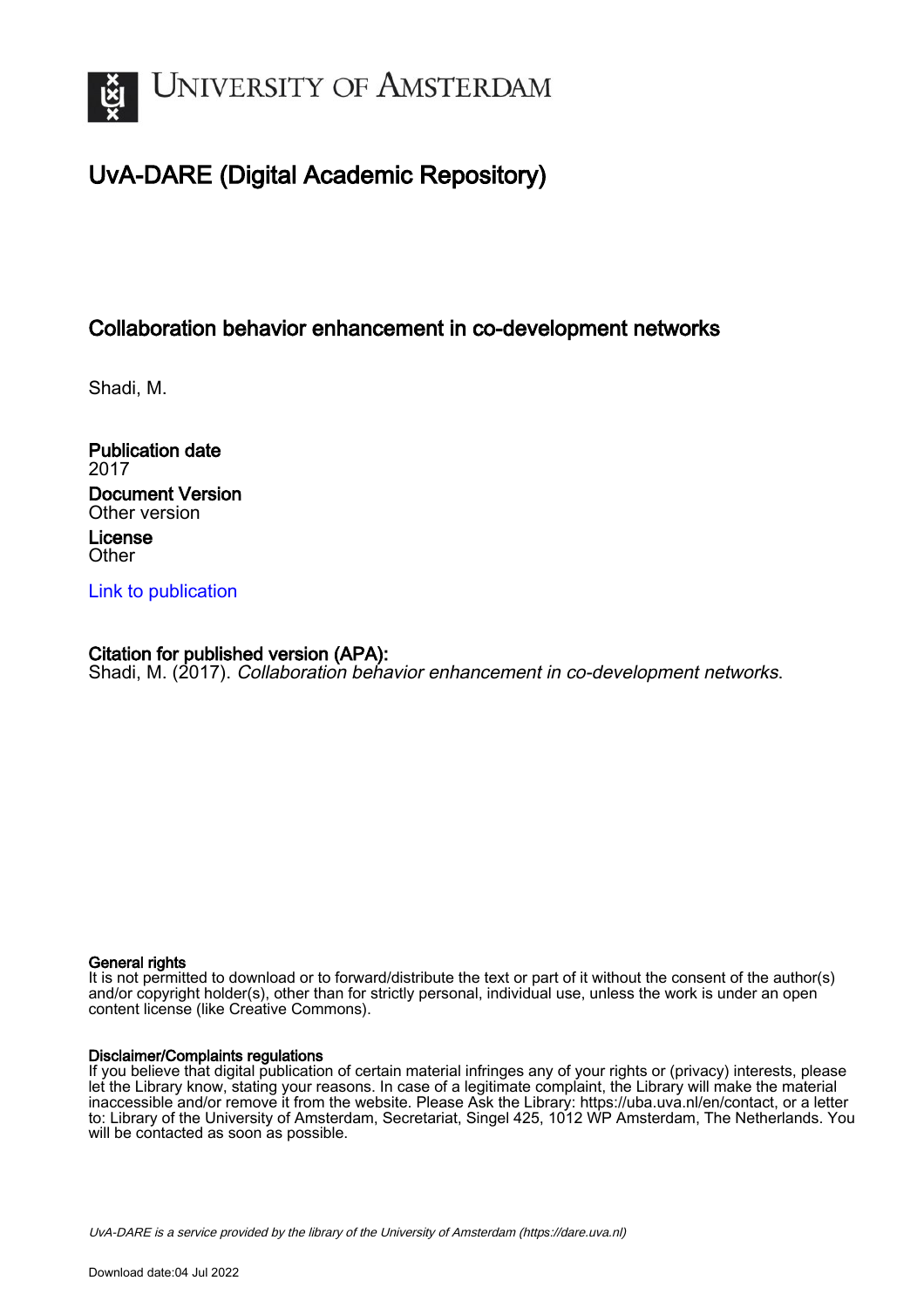# UNIVERSITY OF AMSTERDAM

## UvA-DARE (Digital Academic Repository)

### Collaboration behavior enhancement in co-development networks

Shadi, M.

**Publication date**
2017

**Document Version**
Other version

**License**
Other

[Link to publication]

**Citation for published version (APA):**
Shadi, M. (2017). *Collaboration behavior enhancement in co-development networks*.

**General rights**
It is not permitted to download or to forward/distribute the text or part of it without the consent of the author(s) and/or copyright holder(s), other than for strictly personal, individual use, unless the work is under an open content license (like Creative Commons).

**Disclaimer/Complaints regulations**
If you believe that digital publication of certain material infringes any of your rights or (privacy) interests, please let the Library know, stating your reasons. In case of a legitimate complaint, the Library will make the material inaccessible and/or remove it from the website. Please Ask the Library: https://uba.uva.nl/en/contact, or a letter to: Library of the University of Amsterdam, Secretariat, Singel 425, 1012 WP Amsterdam, The Netherlands. You will be contacted as soon as possible.

*UvA-DARE is a service provided by the library of the University of Amsterdam (https://dare.uva.nl)*

Download date:04 Jul 2022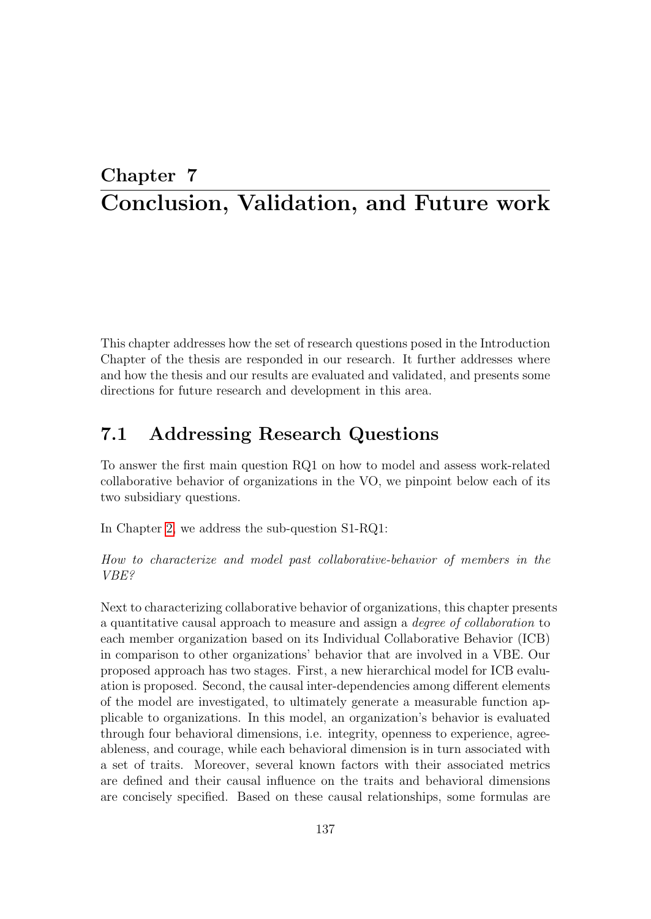# Chapter 7

# Conclusion, Validation, and Future work

This chapter addresses how the set of research questions posed in the Introduction Chapter of the thesis are responded in our research. It further addresses where and how the thesis and our results are evaluated and validated, and presents some directions for future research and development in this area.

## 7.1 Addressing Research Questions

To answer the first main question RQ1 on how to model and assess work-related collaborative behavior of organizations in the VO, we pinpoint below each of its two subsidiary questions.

In Chapter 2, we address the sub-question S1-RQ1:

*How to characterize and model past collaborative-behavior of members in the VBE?*

Next to characterizing collaborative behavior of organizations, this chapter presents a quantitative causal approach to measure and assign a *degree of collaboration* to each member organization based on its Individual Collaborative Behavior (ICB) in comparison to other organizations' behavior that are involved in a VBE. Our proposed approach has two stages. First, a new hierarchical model for ICB evaluation is proposed. Second, the causal inter-dependencies among different elements of the model are investigated, to ultimately generate a measurable function applicable to organizations. In this model, an organization's behavior is evaluated through four behavioral dimensions, i.e. integrity, openness to experience, agreeableness, and courage, while each behavioral dimension is in turn associated with a set of traits. Moreover, several known factors with their associated metrics are defined and their causal influence on the traits and behavioral dimensions are concisely specified. Based on these causal relationships, some formulas are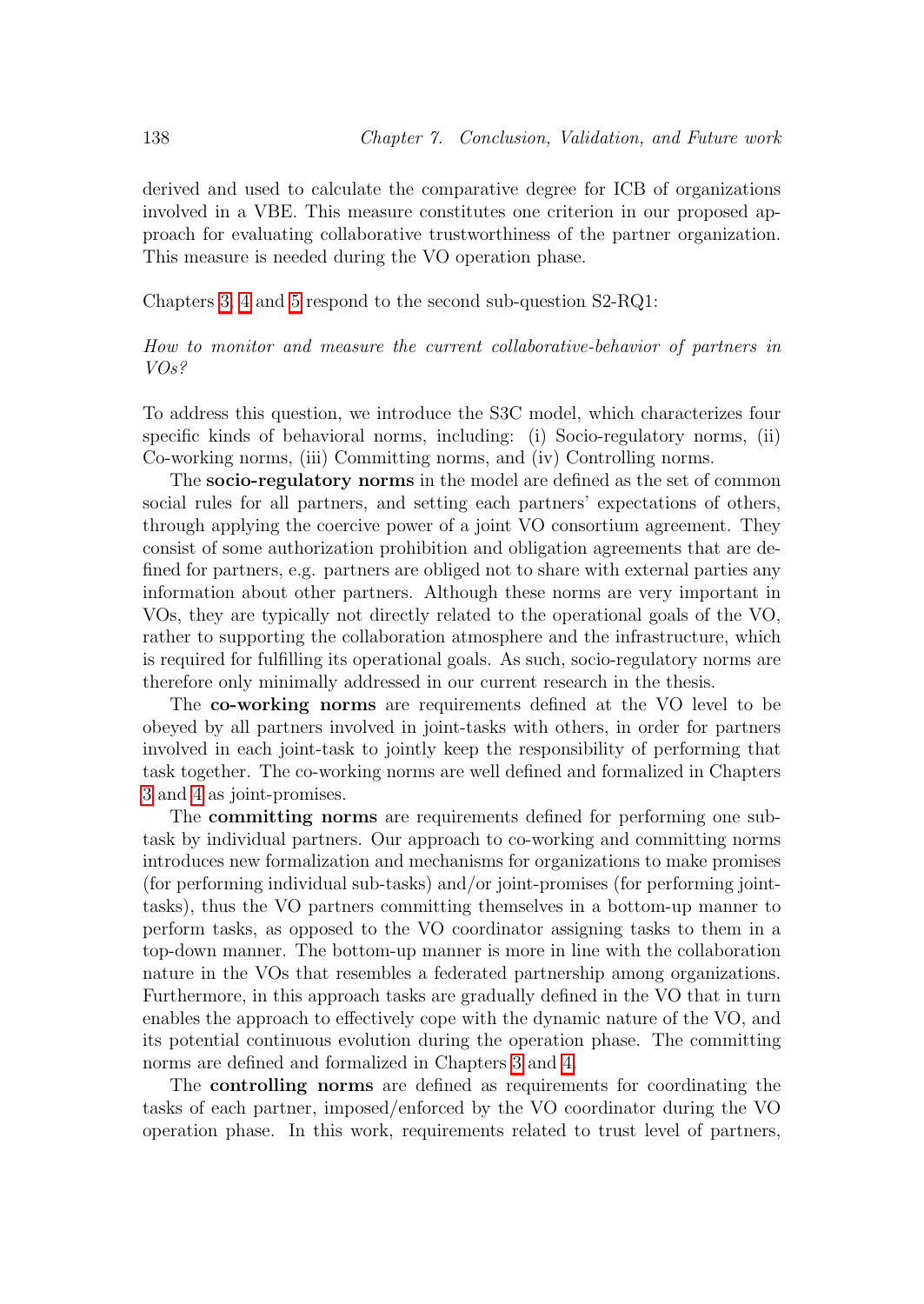derived and used to calculate the comparative degree for ICB of organizations involved in a VBE. This measure constitutes one criterion in our proposed approach for evaluating collaborative trustworthiness of the partner organization. This measure is needed during the VO operation phase.

Chapters 3, 4 and 5 respond to the second sub-question S2-RQ1:

*How to monitor and measure the current collaborative-behavior of partners in VOs?*

To address this question, we introduce the S3C model, which characterizes four specific kinds of behavioral norms, including: (i) Socio-regulatory norms, (ii) Co-working norms, (iii) Committing norms, and (iv) Controlling norms.

The **socio-regulatory norms** in the model are defined as the set of common social rules for all partners, and setting each partners' expectations of others, through applying the coercive power of a joint VO consortium agreement. They consist of some authorization prohibition and obligation agreements that are defined for partners, e.g. partners are obliged not to share with external parties any information about other partners. Although these norms are very important in VOs, they are typically not directly related to the operational goals of the VO, rather to supporting the collaboration atmosphere and the infrastructure, which is required for fulfilling its operational goals. As such, socio-regulatory norms are therefore only minimally addressed in our current research in the thesis.

The **co-working norms** are requirements defined at the VO level to be obeyed by all partners involved in joint-tasks with others, in order for partners involved in each joint-task to jointly keep the responsibility of performing that task together. The co-working norms are well defined and formalized in Chapters 3 and 4 as joint-promises.

The **committing norms** are requirements defined for performing one sub-task by individual partners. Our approach to co-working and committing norms introduces new formalization and mechanisms for organizations to make promises (for performing individual sub-tasks) and/or joint-promises (for performing joint-tasks), thus the VO partners committing themselves in a bottom-up manner to perform tasks, as opposed to the VO coordinator assigning tasks to them in a top-down manner. The bottom-up manner is more in line with the collaboration nature in the VOs that resembles a federated partnership among organizations. Furthermore, in this approach tasks are gradually defined in the VO that in turn enables the approach to effectively cope with the dynamic nature of the VO, and its potential continuous evolution during the operation phase. The committing norms are defined and formalized in Chapters 3 and 4.

The **controlling norms** are defined as requirements for coordinating the tasks of each partner, imposed/enforced by the VO coordinator during the VO operation phase. In this work, requirements related to trust level of partners,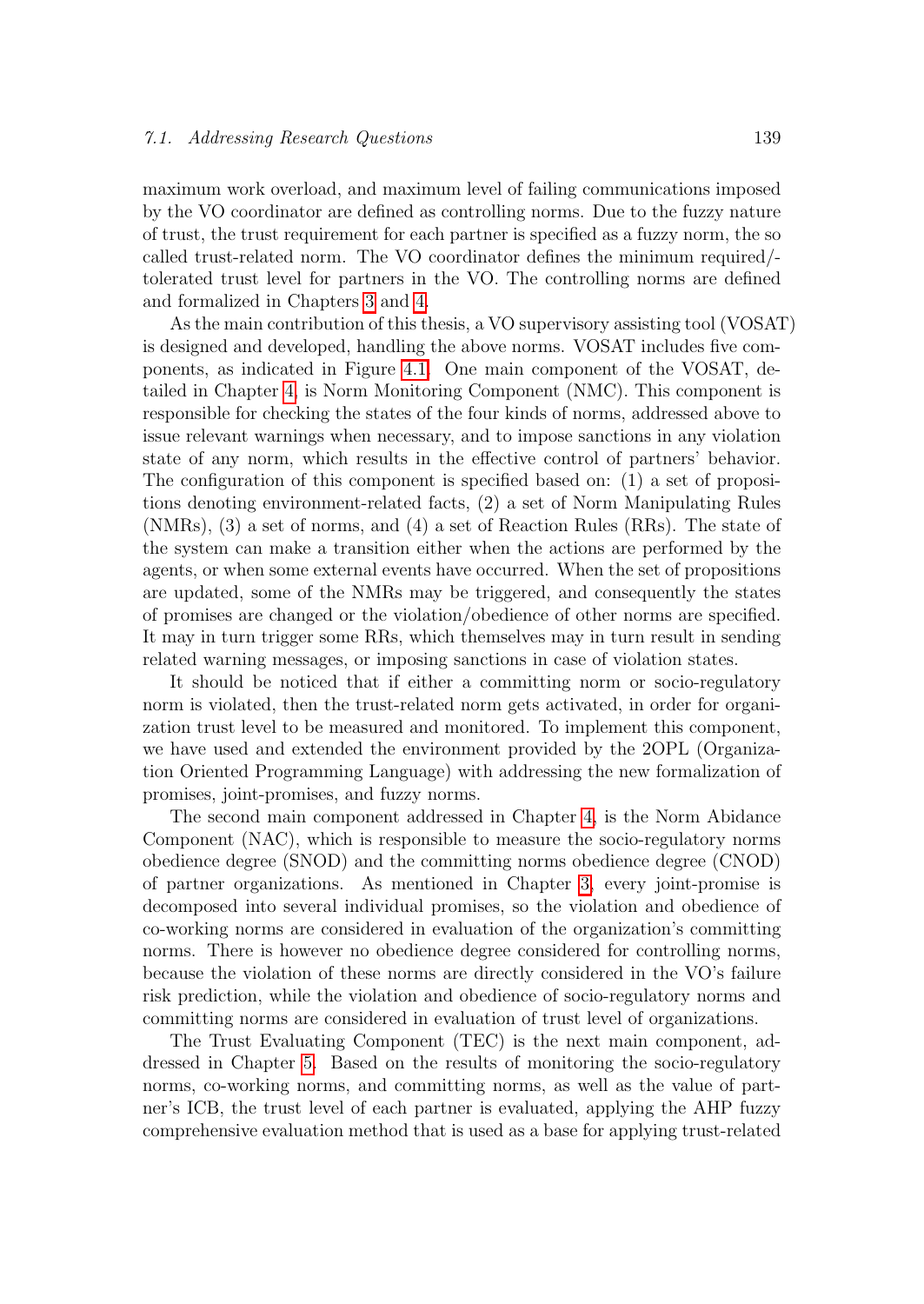maximum work overload, and maximum level of failing communications imposed by the VO coordinator are defined as controlling norms. Due to the fuzzy nature of trust, the trust requirement for each partner is specified as a fuzzy norm, the so called trust-related norm. The VO coordinator defines the minimum required/-tolerated trust level for partners in the VO. The controlling norms are defined and formalized in Chapters 3 and 4.

As the main contribution of this thesis, a VO supervisory assisting tool (VOSAT) is designed and developed, handling the above norms. VOSAT includes five components, as indicated in Figure 4.1. One main component of the VOSAT, detailed in Chapter 4, is Norm Monitoring Component (NMC). This component is responsible for checking the states of the four kinds of norms, addressed above to issue relevant warnings when necessary, and to impose sanctions in any violation state of any norm, which results in the effective control of partners' behavior. The configuration of this component is specified based on: (1) a set of propositions denoting environment-related facts, (2) a set of Norm Manipulating Rules (NMRs), (3) a set of norms, and (4) a set of Reaction Rules (RRs). The state of the system can make a transition either when the actions are performed by the agents, or when some external events have occurred. When the set of propositions are updated, some of the NMRs may be triggered, and consequently the states of promises are changed or the violation/obedience of other norms are specified. It may in turn trigger some RRs, which themselves may in turn result in sending related warning messages, or imposing sanctions in case of violation states.

It should be noticed that if either a committing norm or socio-regulatory norm is violated, then the trust-related norm gets activated, in order for organization trust level to be measured and monitored. To implement this component, we have used and extended the environment provided by the 2OPL (Organization Oriented Programming Language) with addressing the new formalization of promises, joint-promises, and fuzzy norms.

The second main component addressed in Chapter 4, is the Norm Abidance Component (NAC), which is responsible to measure the socio-regulatory norms obedience degree (SNOD) and the committing norms obedience degree (CNOD) of partner organizations. As mentioned in Chapter 3, every joint-promise is decomposed into several individual promises, so the violation and obedience of co-working norms are considered in evaluation of the organization's committing norms. There is however no obedience degree considered for controlling norms, because the violation of these norms are directly considered in the VO's failure risk prediction, while the violation and obedience of socio-regulatory norms and committing norms are considered in evaluation of trust level of organizations.

The Trust Evaluating Component (TEC) is the next main component, addressed in Chapter 5. Based on the results of monitoring the socio-regulatory norms, co-working norms, and committing norms, as well as the value of partner's ICB, the trust level of each partner is evaluated, applying the AHP fuzzy comprehensive evaluation method that is used as a base for applying trust-related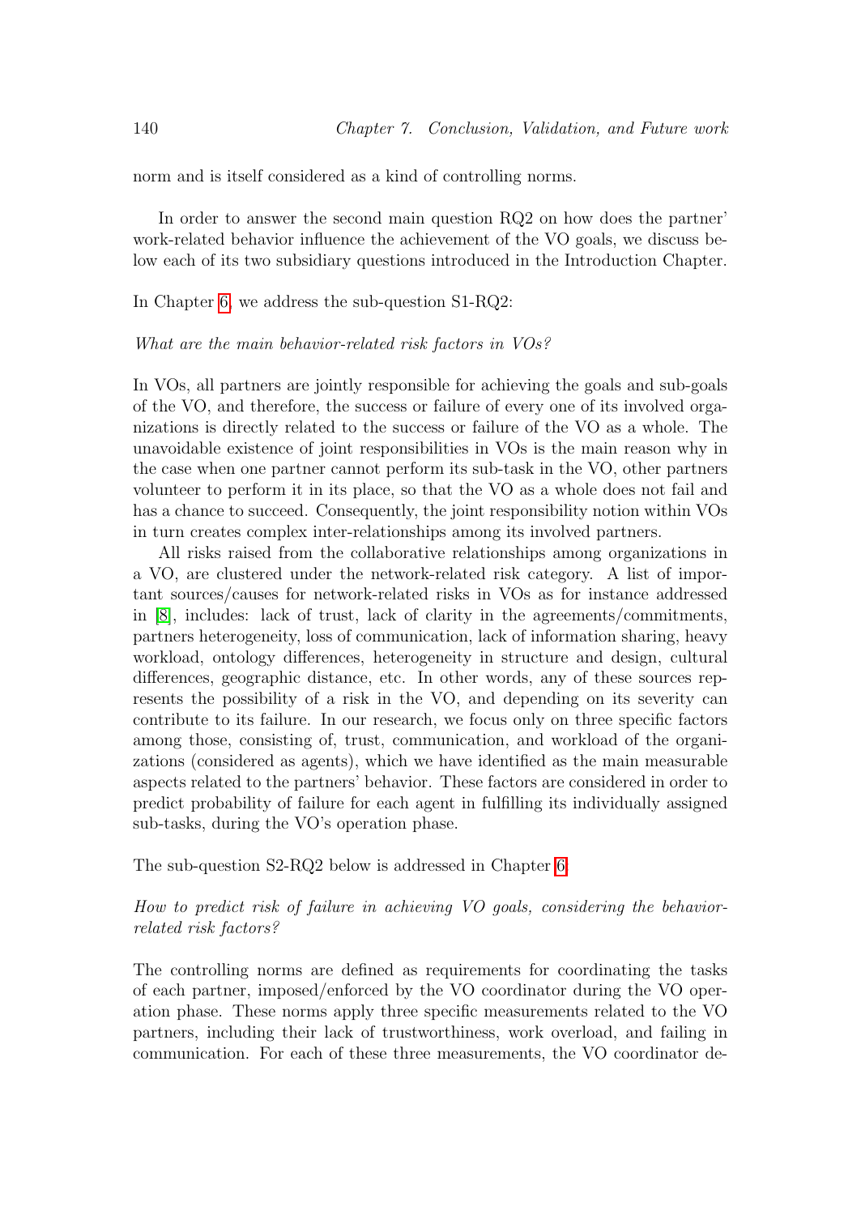norm and is itself considered as a kind of controlling norms.

In order to answer the second main question RQ2 on how does the partner' work-related behavior influence the achievement of the VO goals, we discuss below each of its two subsidiary questions introduced in the Introduction Chapter.

In Chapter 6, we address the sub-question S1-RQ2:

*What are the main behavior-related risk factors in VOs?*

In VOs, all partners are jointly responsible for achieving the goals and sub-goals of the VO, and therefore, the success or failure of every one of its involved organizations is directly related to the success or failure of the VO as a whole. The unavoidable existence of joint responsibilities in VOs is the main reason why in the case when one partner cannot perform its sub-task in the VO, other partners volunteer to perform it in its place, so that the VO as a whole does not fail and has a chance to succeed. Consequently, the joint responsibility notion within VOs in turn creates complex inter-relationships among its involved partners.

All risks raised from the collaborative relationships among organizations in a VO, are clustered under the network-related risk category. A list of important sources/causes for network-related risks in VOs as for instance addressed in [8], includes: lack of trust, lack of clarity in the agreements/commitments, partners heterogeneity, loss of communication, lack of information sharing, heavy workload, ontology differences, heterogeneity in structure and design, cultural differences, geographic distance, etc. In other words, any of these sources represents the possibility of a risk in the VO, and depending on its severity can contribute to its failure. In our research, we focus only on three specific factors among those, consisting of, trust, communication, and workload of the organizations (considered as agents), which we have identified as the main measurable aspects related to the partners' behavior. These factors are considered in order to predict probability of failure for each agent in fulfilling its individually assigned sub-tasks, during the VO's operation phase.

The sub-question S2-RQ2 below is addressed in Chapter 6:

*How to predict risk of failure in achieving VO goals, considering the behavior-related risk factors?*

The controlling norms are defined as requirements for coordinating the tasks of each partner, imposed/enforced by the VO coordinator during the VO operation phase. These norms apply three specific measurements related to the VO partners, including their lack of trustworthiness, work overload, and failing in communication. For each of these three measurements, the VO coordinator de-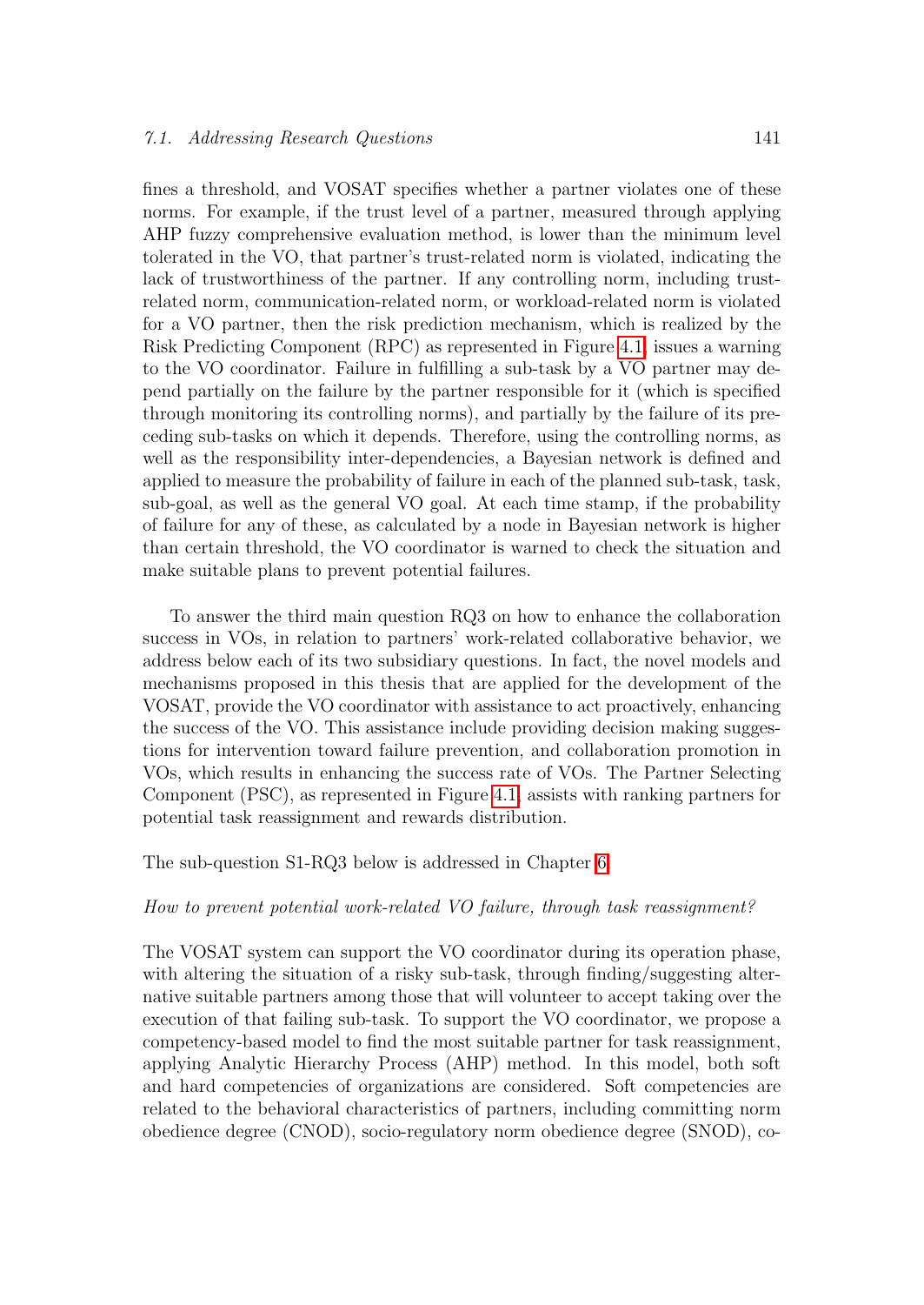fines a threshold, and VOSAT specifies whether a partner violates one of these norms. For example, if the trust level of a partner, measured through applying AHP fuzzy comprehensive evaluation method, is lower than the minimum level tolerated in the VO, that partner's trust-related norm is violated, indicating the lack of trustworthiness of the partner. If any controlling norm, including trust-related norm, communication-related norm, or workload-related norm is violated for a VO partner, then the risk prediction mechanism, which is realized by the Risk Predicting Component (RPC) as represented in Figure 4.1, issues a warning to the VO coordinator. Failure in fulfilling a sub-task by a VO partner may depend partially on the failure by the partner responsible for it (which is specified through monitoring its controlling norms), and partially by the failure of its preceding sub-tasks on which it depends. Therefore, using the controlling norms, as well as the responsibility inter-dependencies, a Bayesian network is defined and applied to measure the probability of failure in each of the planned sub-task, task, sub-goal, as well as the general VO goal. At each time stamp, if the probability of failure for any of these, as calculated by a node in Bayesian network is higher than certain threshold, the VO coordinator is warned to check the situation and make suitable plans to prevent potential failures.

To answer the third main question RQ3 on how to enhance the collaboration success in VOs, in relation to partners' work-related collaborative behavior, we address below each of its two subsidiary questions. In fact, the novel models and mechanisms proposed in this thesis that are applied for the development of the VOSAT, provide the VO coordinator with assistance to act proactively, enhancing the success of the VO. This assistance include providing decision making suggestions for intervention toward failure prevention, and collaboration promotion in VOs, which results in enhancing the success rate of VOs. The Partner Selecting Component (PSC), as represented in Figure 4.1, assists with ranking partners for potential task reassignment and rewards distribution.

The sub-question S1-RQ3 below is addressed in Chapter 6.

*How to prevent potential work-related VO failure, through task reassignment?*

The VOSAT system can support the VO coordinator during its operation phase, with altering the situation of a risky sub-task, through finding/suggesting alternative suitable partners among those that will volunteer to accept taking over the execution of that failing sub-task. To support the VO coordinator, we propose a competency-based model to find the most suitable partner for task reassignment, applying Analytic Hierarchy Process (AHP) method. In this model, both soft and hard competencies of organizations are considered. Soft competencies are related to the behavioral characteristics of partners, including committing norm obedience degree (CNOD), socio-regulatory norm obedience degree (SNOD), co-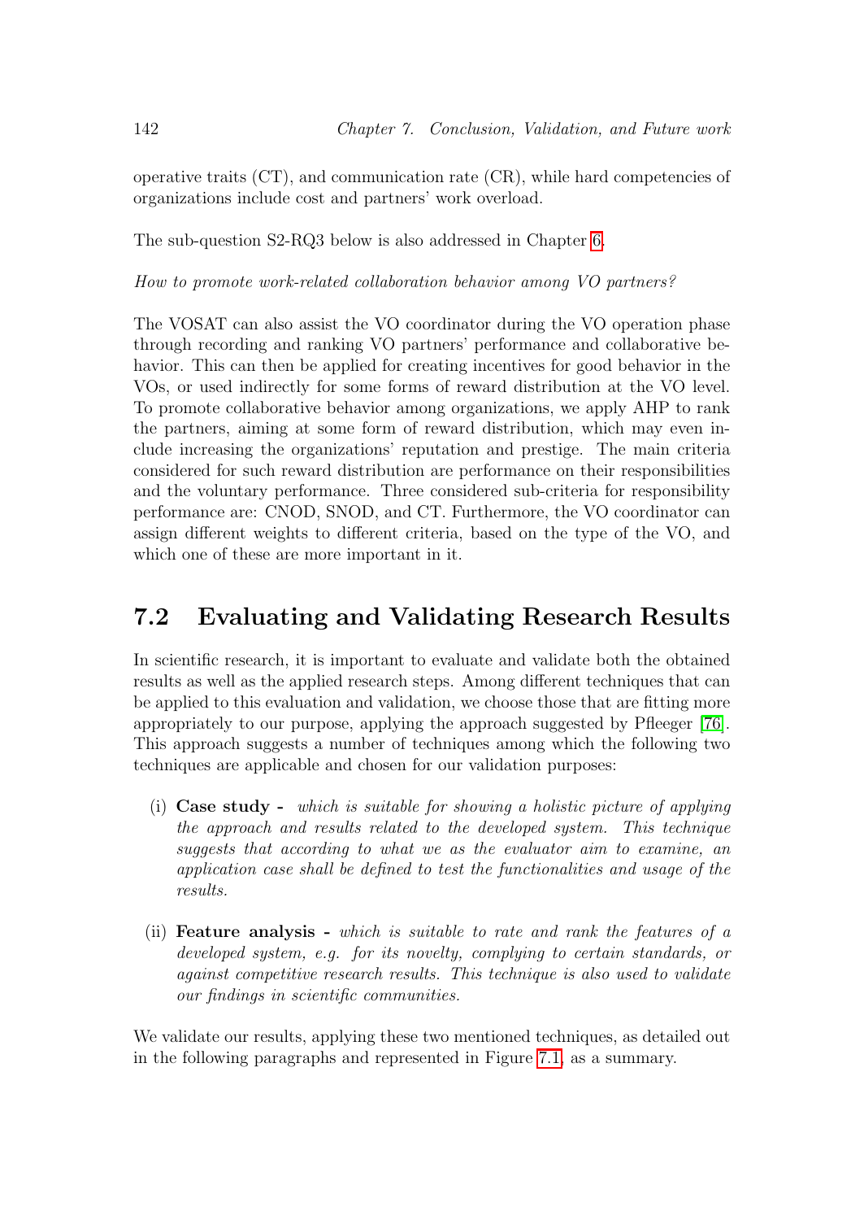operative traits (CT), and communication rate (CR), while hard competencies of organizations include cost and partners' work overload.

The sub-question S2-RQ3 below is also addressed in Chapter 6.

*How to promote work-related collaboration behavior among VO partners?*

The VOSAT can also assist the VO coordinator during the VO operation phase through recording and ranking VO partners' performance and collaborative behavior. This can then be applied for creating incentives for good behavior in the VOs, or used indirectly for some forms of reward distribution at the VO level. To promote collaborative behavior among organizations, we apply AHP to rank the partners, aiming at some form of reward distribution, which may even include increasing the organizations' reputation and prestige. The main criteria considered for such reward distribution are performance on their responsibilities and the voluntary performance. Three considered sub-criteria for responsibility performance are: CNOD, SNOD, and CT. Furthermore, the VO coordinator can assign different weights to different criteria, based on the type of the VO, and which one of these are more important in it.

## 7.2 Evaluating and Validating Research Results

In scientific research, it is important to evaluate and validate both the obtained results as well as the applied research steps. Among different techniques that can be applied to this evaluation and validation, we choose those that are fitting more appropriately to our purpose, applying the approach suggested by Pfleeger [76]. This approach suggests a number of techniques among which the following two techniques are applicable and chosen for our validation purposes:

(i) **Case study -** *which is suitable for showing a holistic picture of applying the approach and results related to the developed system. This technique suggests that according to what we as the evaluator aim to examine, an application case shall be defined to test the functionalities and usage of the results.*

(ii) **Feature analysis -** *which is suitable to rate and rank the features of a developed system, e.g. for its novelty, complying to certain standards, or against competitive research results. This technique is also used to validate our findings in scientific communities.*

We validate our results, applying these two mentioned techniques, as detailed out in the following paragraphs and represented in Figure 7.1, as a summary.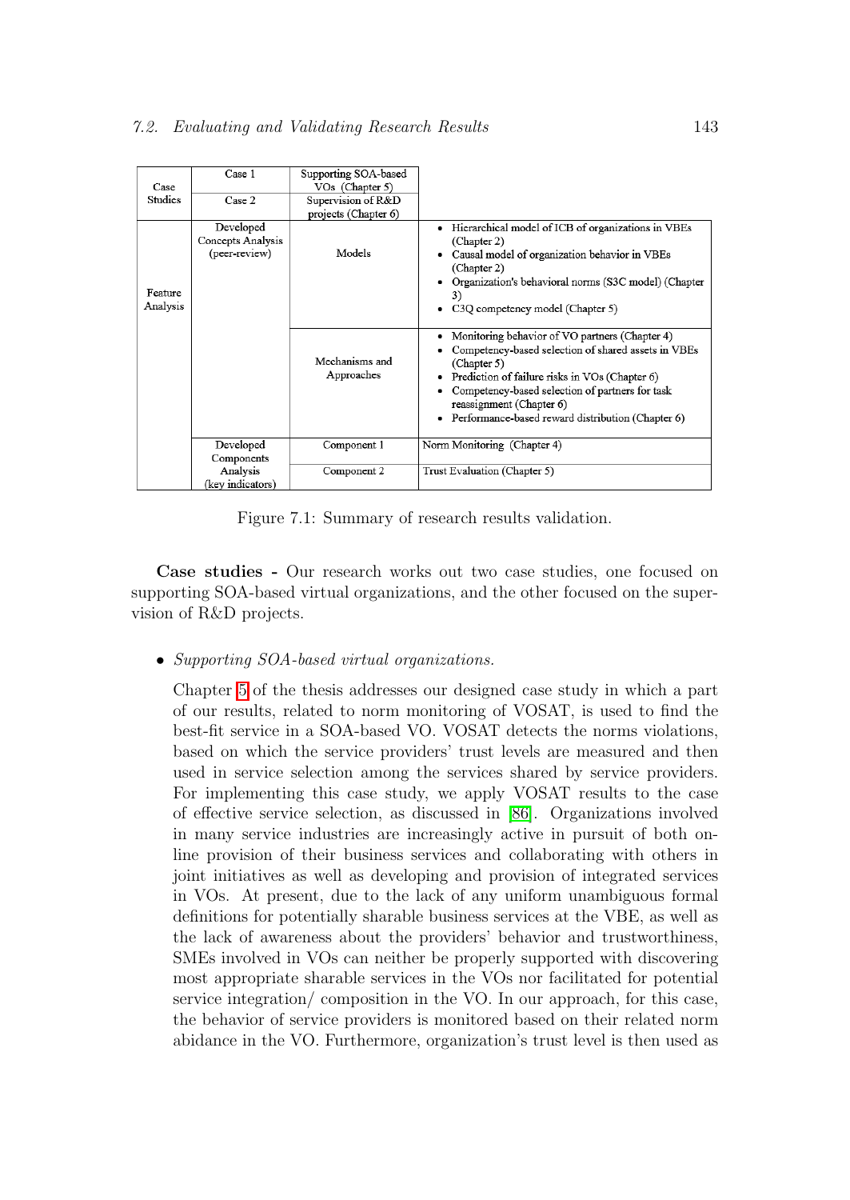| | | | |
|---|---|---|---|
| Case Studies | Case 1 | Supporting SOA-based VOs (Chapter 5) | |
| | Case 2 | Supervision of R&D projects (Chapter 6) | |
| Feature Analysis | Developed Concepts Analysis (peer-review) | Models | • Hierarchical model of ICB of organizations in VBEs (Chapter 2)<br>• Causal model of organization behavior in VBEs (Chapter 2)<br>• Organization's behavioral norms (S3C model) (Chapter 3)<br>• C3Q competency model (Chapter 5) |
| | | Mechanisms and Approaches | • Monitoring behavior of VO partners (Chapter 4)<br>• Competency-based selection of shared assets in VBEs (Chapter 5)<br>• Prediction of failure risks in VOs (Chapter 6)<br>• Competency-based selection of partners for task reassignment (Chapter 6)<br>• Performance-based reward distribution (Chapter 6) |
| | Developed Components Analysis (key indicators) | Component 1 | Norm Monitoring (Chapter 4) |
| | | Component 2 | Trust Evaluation (Chapter 5) |

Figure 7.1: Summary of research results validation.

**Case studies -** Our research works out two case studies, one focused on supporting SOA-based virtual organizations, and the other focused on the supervision of R&D projects.

- *Supporting SOA-based virtual organizations.*

  Chapter 5 of the thesis addresses our designed case study in which a part of our results, related to norm monitoring of VOSAT, is used to find the best-fit service in a SOA-based VO. VOSAT detects the norms violations, based on which the service providers' trust levels are measured and then used in service selection among the services shared by service providers. For implementing this case study, we apply VOSAT results to the case of effective service selection, as discussed in [86]. Organizations involved in many service industries are increasingly active in pursuit of both online provision of their business services and collaborating with others in joint initiatives as well as developing and provision of integrated services in VOs. At present, due to the lack of any uniform unambiguous formal definitions for potentially sharable business services at the VBE, as well as the lack of awareness about the providers' behavior and trustworthiness, SMEs involved in VOs can neither be properly supported with discovering most appropriate sharable services in the VOs nor facilitated for potential service integration/ composition in the VO. In our approach, for this case, the behavior of service providers is monitored based on their related norm abidance in the VO. Furthermore, organization's trust level is then used as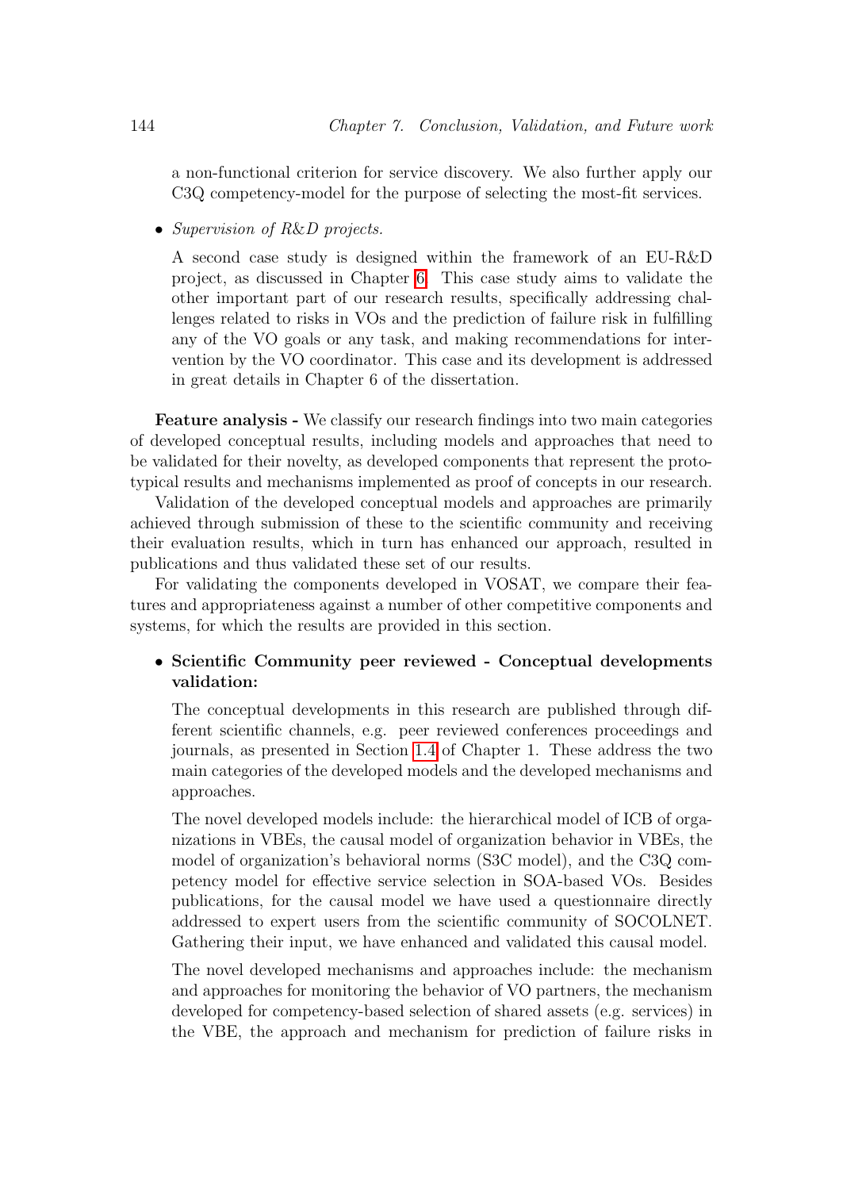a non-functional criterion for service discovery. We also further apply our C3Q competency-model for the purpose of selecting the most-fit services.

- *Supervision of R&D projects.*

  A second case study is designed within the framework of an EU-R&D project, as discussed in Chapter 6. This case study aims to validate the other important part of our research results, specifically addressing challenges related to risks in VOs and the prediction of failure risk in fulfilling any of the VO goals or any task, and making recommendations for intervention by the VO coordinator. This case and its development is addressed in great details in Chapter 6 of the dissertation.

**Feature analysis -** We classify our research findings into two main categories of developed conceptual results, including models and approaches that need to be validated for their novelty, as developed components that represent the prototypical results and mechanisms implemented as proof of concepts in our research.

Validation of the developed conceptual models and approaches are primarily achieved through submission of these to the scientific community and receiving their evaluation results, which in turn has enhanced our approach, resulted in publications and thus validated these set of our results.

For validating the components developed in VOSAT, we compare their features and appropriateness against a number of other competitive components and systems, for which the results are provided in this section.

- **Scientific Community peer reviewed - Conceptual developments validation:**

  The conceptual developments in this research are published through different scientific channels, e.g. peer reviewed conferences proceedings and journals, as presented in Section 1.4 of Chapter 1. These address the two main categories of the developed models and the developed mechanisms and approaches.

  The novel developed models include: the hierarchical model of ICB of organizations in VBEs, the causal model of organization behavior in VBEs, the model of organization's behavioral norms (S3C model), and the C3Q competency model for effective service selection in SOA-based VOs. Besides publications, for the causal model we have used a questionnaire directly addressed to expert users from the scientific community of SOCOLNET. Gathering their input, we have enhanced and validated this causal model.

  The novel developed mechanisms and approaches include: the mechanism and approaches for monitoring the behavior of VO partners, the mechanism developed for competency-based selection of shared assets (e.g. services) in the VBE, the approach and mechanism for prediction of failure risks in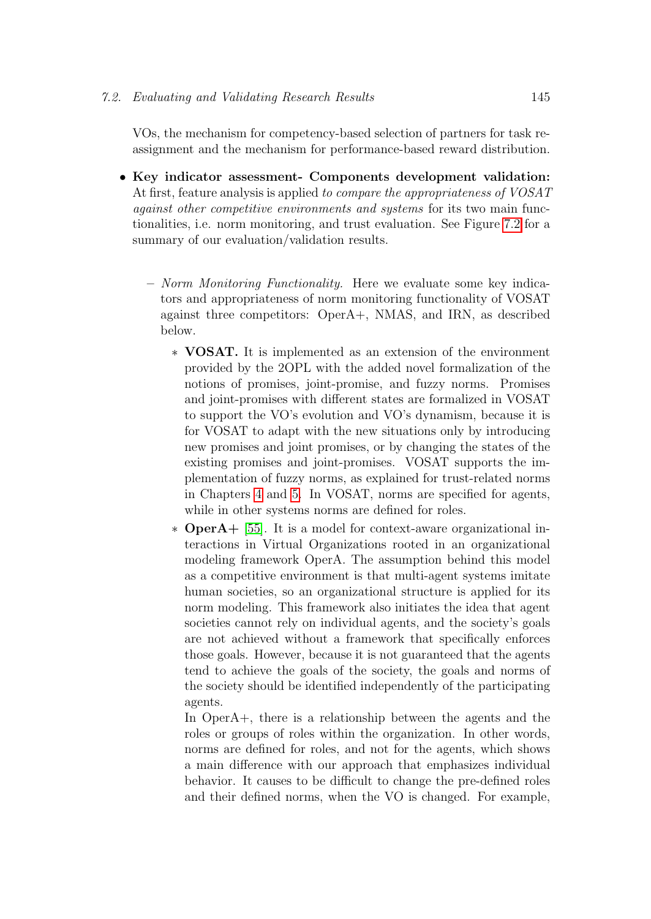VOs, the mechanism for competency-based selection of partners for task re-assignment and the mechanism for performance-based reward distribution.

- **Key indicator assessment- Components development validation:** At first, feature analysis is applied *to compare the appropriateness of VOSAT against other competitive environments and systems* for its two main functionalities, i.e. norm monitoring, and trust evaluation. See Figure 7.2 for a summary of our evaluation/validation results.

  - *Norm Monitoring Functionality.* Here we evaluate some key indicators and appropriateness of norm monitoring functionality of VOSAT against three competitors: OperA+, NMAS, and IRN, as described below.

    - **VOSAT.** It is implemented as an extension of the environment provided by the 2OPL with the added novel formalization of the notions of promises, joint-promise, and fuzzy norms. Promises and joint-promises with different states are formalized in VOSAT to support the VO's evolution and VO's dynamism, because it is for VOSAT to adapt with the new situations only by introducing new promises and joint promises, or by changing the states of the existing promises and joint-promises. VOSAT supports the implementation of fuzzy norms, as explained for trust-related norms in Chapters 4 and 5. In VOSAT, norms are specified for agents, while in other systems norms are defined for roles.
    - **OperA+** [55]. It is a model for context-aware organizational interactions in Virtual Organizations rooted in an organizational modeling framework OperA. The assumption behind this model as a competitive environment is that multi-agent systems imitate human societies, so an organizational structure is applied for its norm modeling. This framework also initiates the idea that agent societies cannot rely on individual agents, and the society's goals are not achieved without a framework that specifically enforces those goals. However, because it is not guaranteed that the agents tend to achieve the goals of the society, the goals and norms of the society should be identified independently of the participating agents.

      In OperA+, there is a relationship between the agents and the roles or groups of roles within the organization. In other words, norms are defined for roles, and not for the agents, which shows a main difference with our approach that emphasizes individual behavior. It causes to be difficult to change the pre-defined roles and their defined norms, when the VO is changed. For example,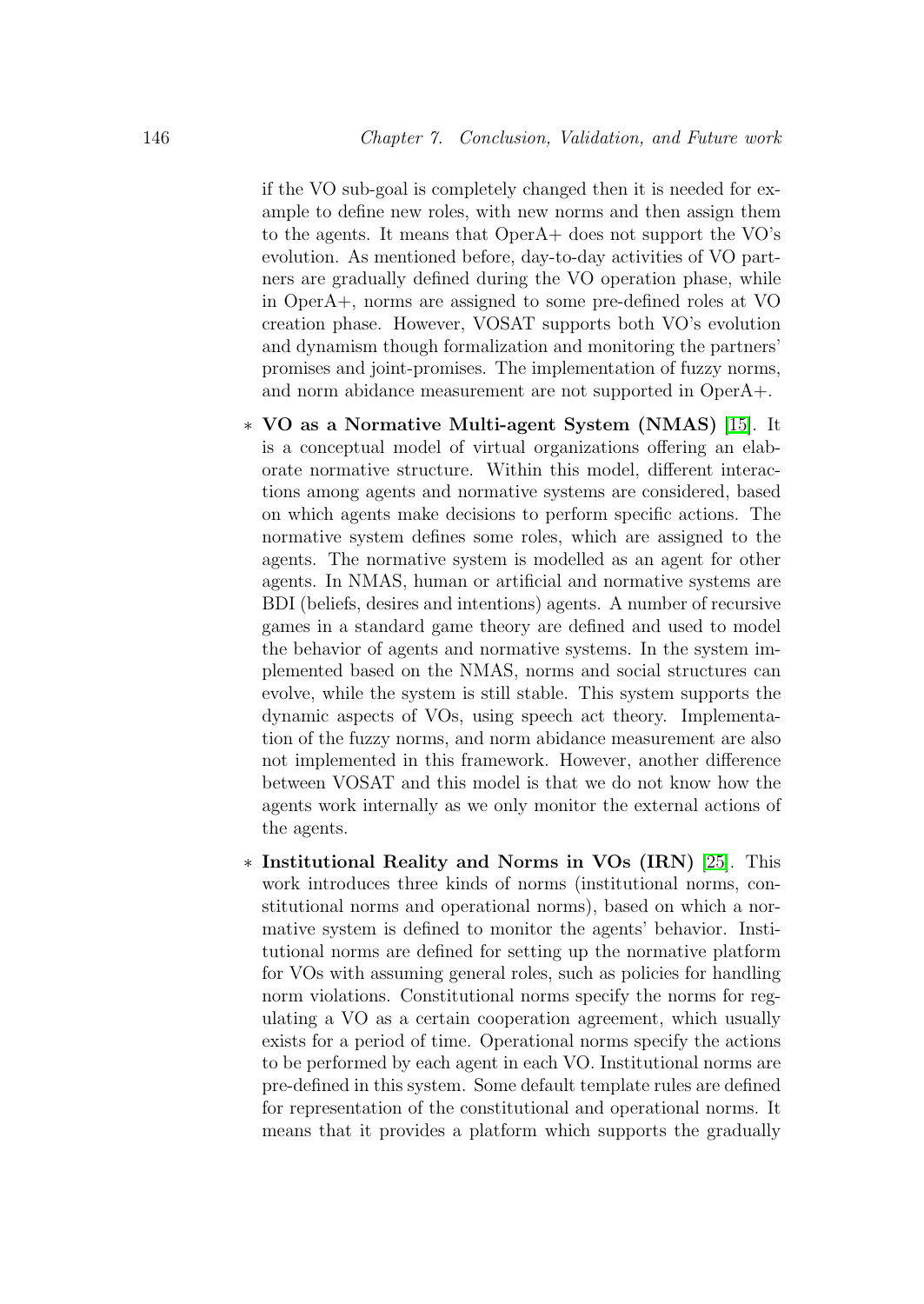if the VO sub-goal is completely changed then it is needed for example to define new roles, with new norms and then assign them to the agents. It means that OperA+ does not support the VO's evolution. As mentioned before, day-to-day activities of VO partners are gradually defined during the VO operation phase, while in OperA+, norms are assigned to some pre-defined roles at VO creation phase. However, VOSAT supports both VO's evolution and dynamism though formalization and monitoring the partners' promises and joint-promises. The implementation of fuzzy norms, and norm abidance measurement are not supported in OperA+.

* **VO as a Normative Multi-agent System (NMAS)** [15]. It is a conceptual model of virtual organizations offering an elaborate normative structure. Within this model, different interactions among agents and normative systems are considered, based on which agents make decisions to perform specific actions. The normative system defines some roles, which are assigned to the agents. The normative system is modelled as an agent for other agents. In NMAS, human or artificial and normative systems are BDI (beliefs, desires and intentions) agents. A number of recursive games in a standard game theory are defined and used to model the behavior of agents and normative systems. In the system implemented based on the NMAS, norms and social structures can evolve, while the system is still stable. This system supports the dynamic aspects of VOs, using speech act theory. Implementation of the fuzzy norms, and norm abidance measurement are also not implemented in this framework. However, another difference between VOSAT and this model is that we do not know how the agents work internally as we only monitor the external actions of the agents.

* **Institutional Reality and Norms in VOs (IRN)** [25]. This work introduces three kinds of norms (institutional norms, constitutional norms and operational norms), based on which a normative system is defined to monitor the agents' behavior. Institutional norms are defined for setting up the normative platform for VOs with assuming general roles, such as policies for handling norm violations. Constitutional norms specify the norms for regulating a VO as a certain cooperation agreement, which usually exists for a period of time. Operational norms specify the actions to be performed by each agent in each VO. Institutional norms are pre-defined in this system. Some default template rules are defined for representation of the constitutional and operational norms. It means that it provides a platform which supports the gradually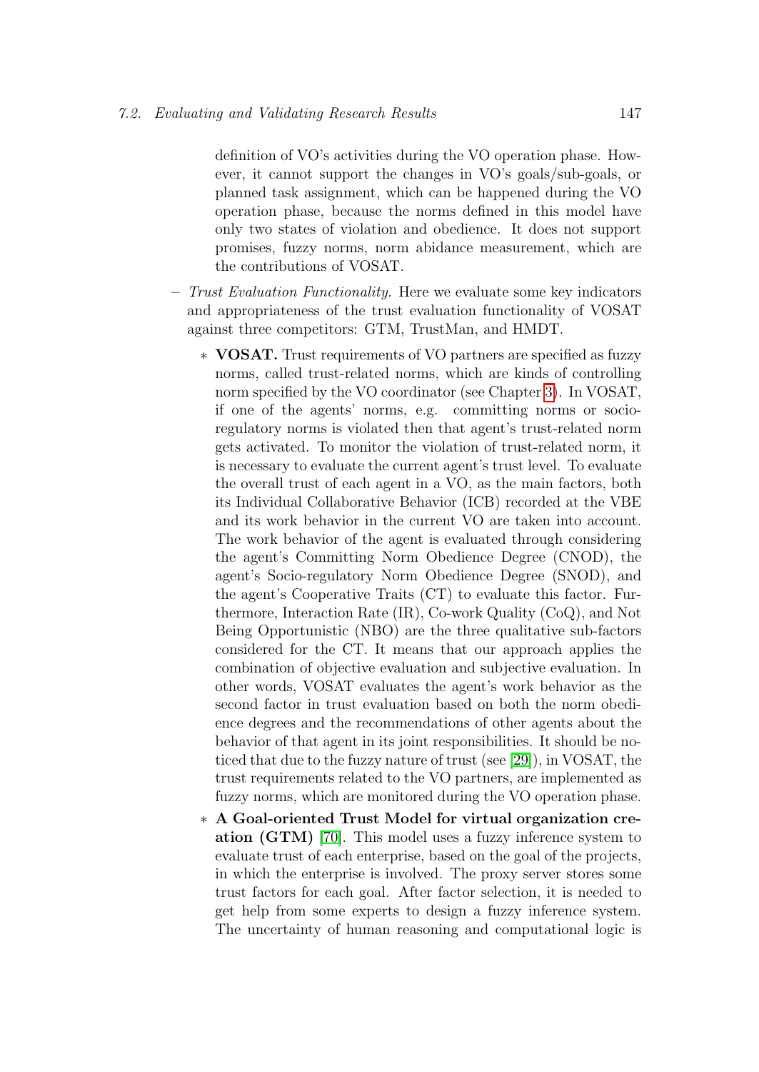definition of VO's activities during the VO operation phase. However, it cannot support the changes in VO's goals/sub-goals, or planned task assignment, which can be happened during the VO operation phase, because the norms defined in this model have only two states of violation and obedience. It does not support promises, fuzzy norms, norm abidance measurement, which are the contributions of VOSAT.

- *Trust Evaluation Functionality.* Here we evaluate some key indicators and appropriateness of the trust evaluation functionality of VOSAT against three competitors: GTM, TrustMan, and HMDT.

  - **VOSAT.** Trust requirements of VO partners are specified as fuzzy norms, called trust-related norms, which are kinds of controlling norm specified by the VO coordinator (see Chapter 3). In VOSAT, if one of the agents' norms, e.g. committing norms or socio-regulatory norms is violated then that agent's trust-related norm gets activated. To monitor the violation of trust-related norm, it is necessary to evaluate the current agent's trust level. To evaluate the overall trust of each agent in a VO, as the main factors, both its Individual Collaborative Behavior (ICB) recorded at the VBE and its work behavior in the current VO are taken into account. The work behavior of the agent is evaluated through considering the agent's Committing Norm Obedience Degree (CNOD), the agent's Socio-regulatory Norm Obedience Degree (SNOD), and the agent's Cooperative Traits (CT) to evaluate this factor. Furthermore, Interaction Rate (IR), Co-work Quality (CoQ), and Not Being Opportunistic (NBO) are the three qualitative sub-factors considered for the CT. It means that our approach applies the combination of objective evaluation and subjective evaluation. In other words, VOSAT evaluates the agent's work behavior as the second factor in trust evaluation based on both the norm obedience degrees and the recommendations of other agents about the behavior of that agent in its joint responsibilities. It should be noticed that due to the fuzzy nature of trust (see [29]), in VOSAT, the trust requirements related to the VO partners, are implemented as fuzzy norms, which are monitored during the VO operation phase.
  - **A Goal-oriented Trust Model for virtual organization creation (GTM)** [70]. This model uses a fuzzy inference system to evaluate trust of each enterprise, based on the goal of the projects, in which the enterprise is involved. The proxy server stores some trust factors for each goal. After factor selection, it is needed to get help from some experts to design a fuzzy inference system. The uncertainty of human reasoning and computational logic is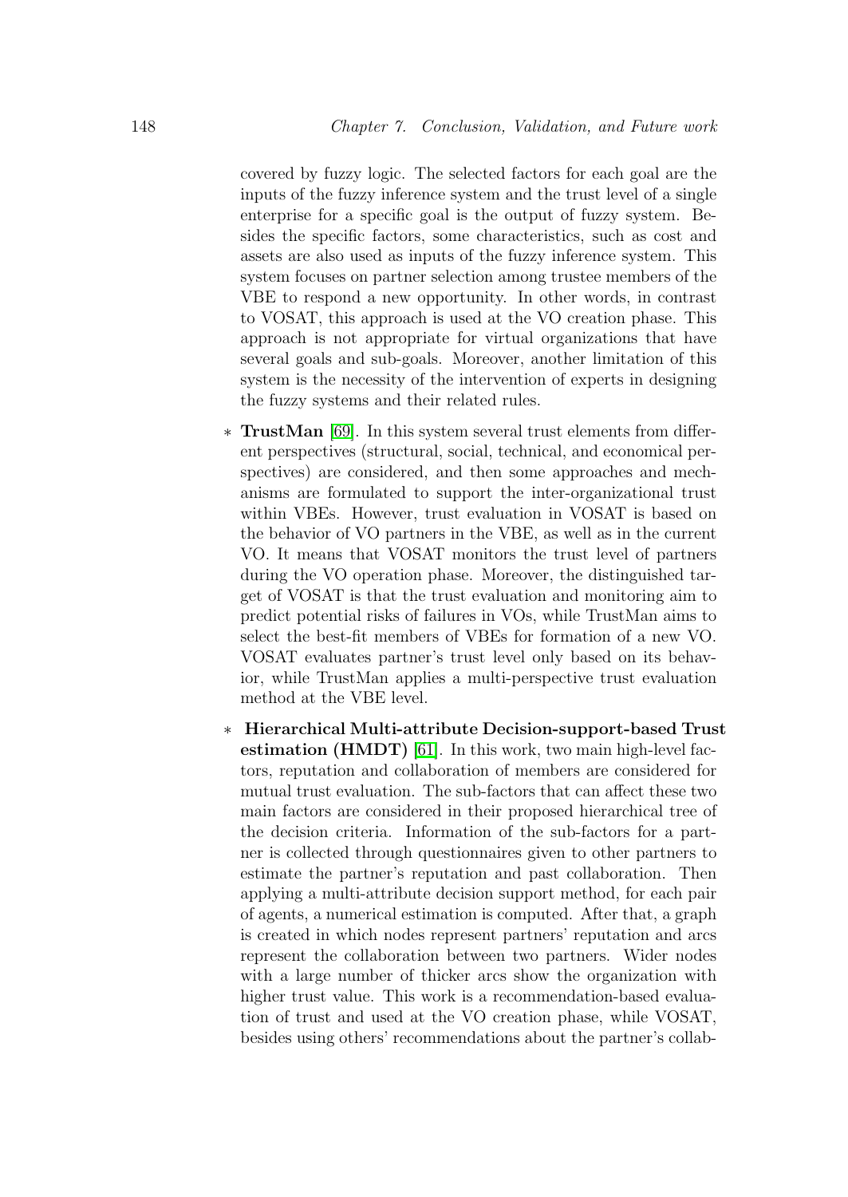covered by fuzzy logic. The selected factors for each goal are the inputs of the fuzzy inference system and the trust level of a single enterprise for a specific goal is the output of fuzzy system. Besides the specific factors, some characteristics, such as cost and assets are also used as inputs of the fuzzy inference system. This system focuses on partner selection among trustee members of the VBE to respond a new opportunity. In other words, in contrast to VOSAT, this approach is used at the VO creation phase. This approach is not appropriate for virtual organizations that have several goals and sub-goals. Moreover, another limitation of this system is the necessity of the intervention of experts in designing the fuzzy systems and their related rules.

* **TrustMan** [69]. In this system several trust elements from different perspectives (structural, social, technical, and economical perspectives) are considered, and then some approaches and mechanisms are formulated to support the inter-organizational trust within VBEs. However, trust evaluation in VOSAT is based on the behavior of VO partners in the VBE, as well as in the current VO. It means that VOSAT monitors the trust level of partners during the VO operation phase. Moreover, the distinguished target of VOSAT is that the trust evaluation and monitoring aim to predict potential risks of failures in VOs, while TrustMan aims to select the best-fit members of VBEs for formation of a new VO. VOSAT evaluates partner's trust level only based on its behavior, while TrustMan applies a multi-perspective trust evaluation method at the VBE level.

* **Hierarchical Multi-attribute Decision-support-based Trust estimation (HMDT)** [61]. In this work, two main high-level factors, reputation and collaboration of members are considered for mutual trust evaluation. The sub-factors that can affect these two main factors are considered in their proposed hierarchical tree of the decision criteria. Information of the sub-factors for a partner is collected through questionnaires given to other partners to estimate the partner's reputation and past collaboration. Then applying a multi-attribute decision support method, for each pair of agents, a numerical estimation is computed. After that, a graph is created in which nodes represent partners' reputation and arcs represent the collaboration between two partners. Wider nodes with a large number of thicker arcs show the organization with higher trust value. This work is a recommendation-based evaluation of trust and used at the VO creation phase, while VOSAT, besides using others' recommendations about the partner's collab-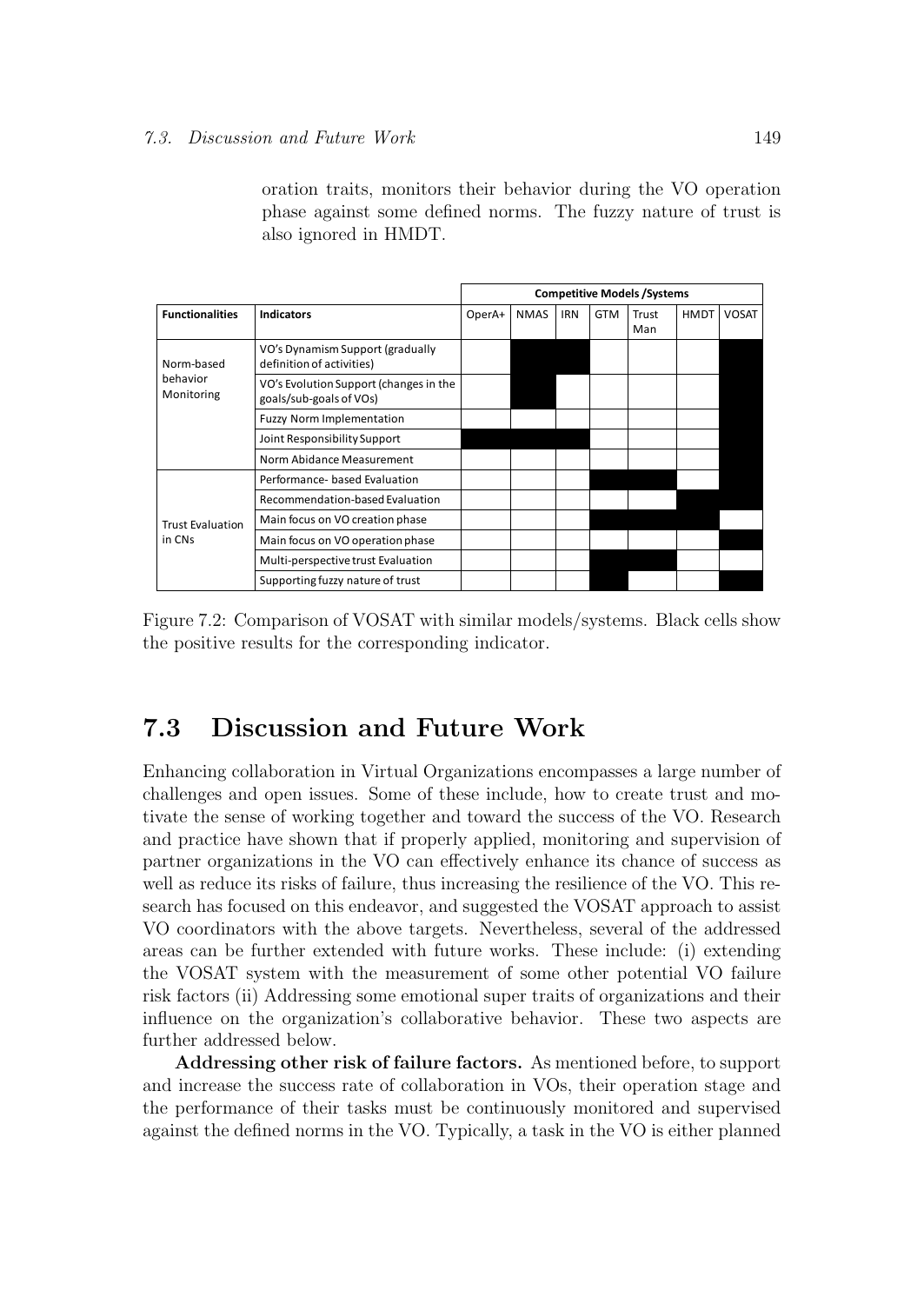oration traits, monitors their behavior during the VO operation phase against some defined norms. The fuzzy nature of trust is also ignored in HMDT.

| | | Competitive Models /Systems | | | | | | |
|---|---|---|---|---|---|---|---|---|
| **Functionalities** | **Indicators** | OperA+ | NMAS | IRN | GTM | Trust Man | HMDT | VOSAT |
| Norm-based behavior Monitoring | VO's Dynamism Support (gradually definition of activities) | | ■ | ■ | | | | ■ |
| | VO's Evolution Support (changes in the goals/sub-goals of VOs) | | ■ | | | | | ■ |
| | Fuzzy Norm Implementation | | | | | | | ■ |
| | Joint Responsibility Support | ■ | ■ | ■ | | | | ■ |
| | Norm Abidance Measurement | | | | | | | ■ |
| Trust Evaluation in CNs | Performance- based Evaluation | | | | ■ | ■ | | ■ |
| | Recommendation-based Evaluation | | | | | | ■ | ■ |
| | Main focus on VO creation phase | | | | ■ | ■ | ■ | |
| | Main focus on VO operation phase | | | | | | | ■ |
| | Multi-perspective trust Evaluation | | | | ■ | ■ | | |
| | Supporting fuzzy nature of trust | | | | ■ | | | ■ |

Figure 7.2: Comparison of VOSAT with similar models/systems. Black cells show the positive results for the corresponding indicator.

## 7.3 Discussion and Future Work

Enhancing collaboration in Virtual Organizations encompasses a large number of challenges and open issues. Some of these include, how to create trust and motivate the sense of working together and toward the success of the VO. Research and practice have shown that if properly applied, monitoring and supervision of partner organizations in the VO can effectively enhance its chance of success as well as reduce its risks of failure, thus increasing the resilience of the VO. This research has focused on this endeavor, and suggested the VOSAT approach to assist VO coordinators with the above targets. Nevertheless, several of the addressed areas can be further extended with future works. These include: (i) extending the VOSAT system with the measurement of some other potential VO failure risk factors (ii) Addressing some emotional super traits of organizations and their influence on the organization's collaborative behavior. These two aspects are further addressed below.

**Addressing other risk of failure factors.** As mentioned before, to support and increase the success rate of collaboration in VOs, their operation stage and the performance of their tasks must be continuously monitored and supervised against the defined norms in the VO. Typically, a task in the VO is either planned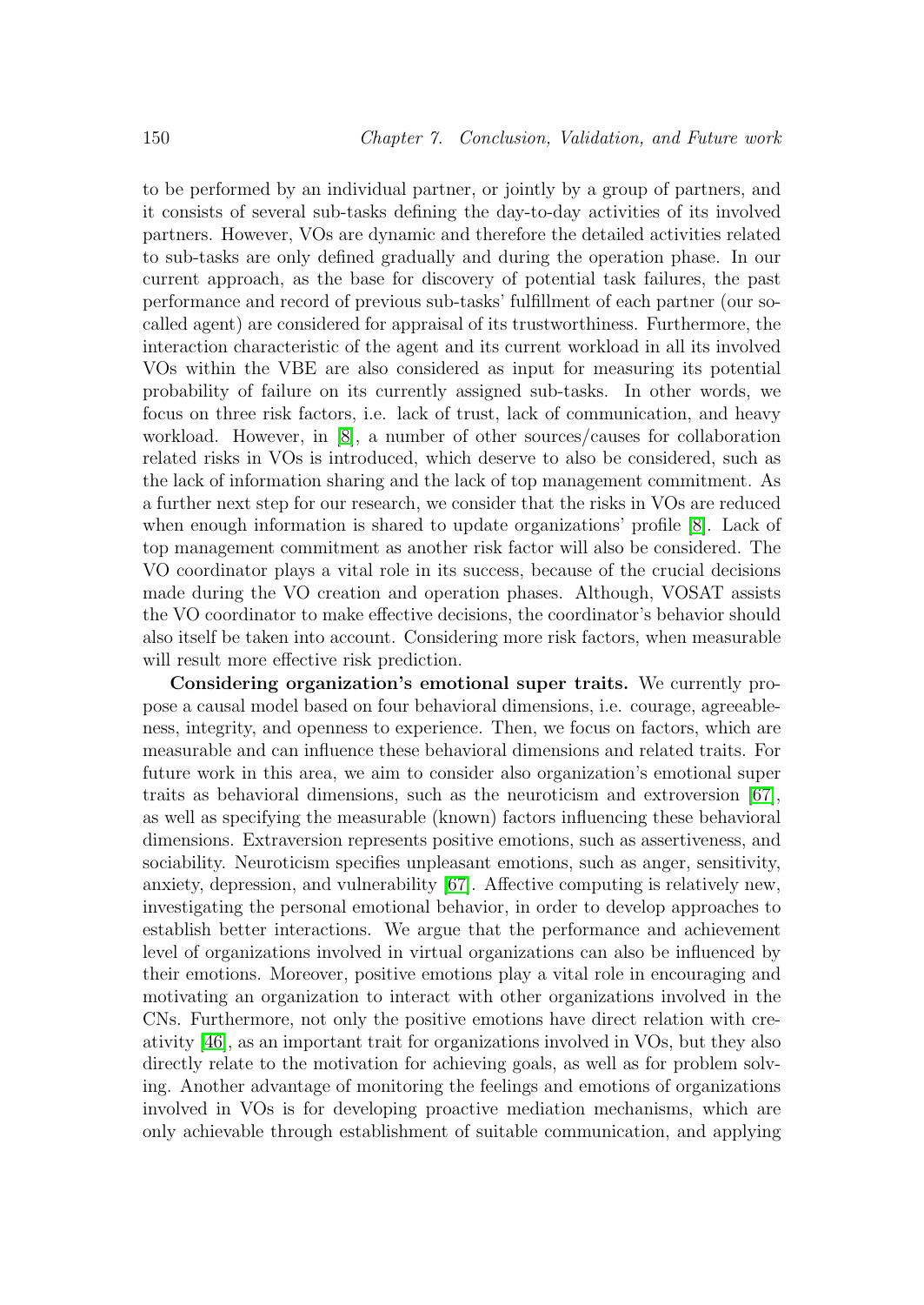to be performed by an individual partner, or jointly by a group of partners, and it consists of several sub-tasks defining the day-to-day activities of its involved partners. However, VOs are dynamic and therefore the detailed activities related to sub-tasks are only defined gradually and during the operation phase. In our current approach, as the base for discovery of potential task failures, the past performance and record of previous sub-tasks' fulfillment of each partner (our so-called agent) are considered for appraisal of its trustworthiness. Furthermore, the interaction characteristic of the agent and its current workload in all its involved VOs within the VBE are also considered as input for measuring its potential probability of failure on its currently assigned sub-tasks. In other words, we focus on three risk factors, i.e. lack of trust, lack of communication, and heavy workload. However, in [8], a number of other sources/causes for collaboration related risks in VOs is introduced, which deserve to also be considered, such as the lack of information sharing and the lack of top management commitment. As a further next step for our research, we consider that the risks in VOs are reduced when enough information is shared to update organizations' profile [8]. Lack of top management commitment as another risk factor will also be considered. The VO coordinator plays a vital role in its success, because of the crucial decisions made during the VO creation and operation phases. Although, VOSAT assists the VO coordinator to make effective decisions, the coordinator's behavior should also itself be taken into account. Considering more risk factors, when measurable will result more effective risk prediction.

**Considering organization's emotional super traits.** We currently propose a causal model based on four behavioral dimensions, i.e. courage, agreeableness, integrity, and openness to experience. Then, we focus on factors, which are measurable and can influence these behavioral dimensions and related traits. For future work in this area, we aim to consider also organization's emotional super traits as behavioral dimensions, such as the neuroticism and extroversion [67], as well as specifying the measurable (known) factors influencing these behavioral dimensions. Extraversion represents positive emotions, such as assertiveness, and sociability. Neuroticism specifies unpleasant emotions, such as anger, sensitivity, anxiety, depression, and vulnerability [67]. Affective computing is relatively new, investigating the personal emotional behavior, in order to develop approaches to establish better interactions. We argue that the performance and achievement level of organizations involved in virtual organizations can also be influenced by their emotions. Moreover, positive emotions play a vital role in encouraging and motivating an organization to interact with other organizations involved in the CNs. Furthermore, not only the positive emotions have direct relation with creativity [46], as an important trait for organizations involved in VOs, but they also directly relate to the motivation for achieving goals, as well as for problem solving. Another advantage of monitoring the feelings and emotions of organizations involved in VOs is for developing proactive mediation mechanisms, which are only achievable through establishment of suitable communication, and applying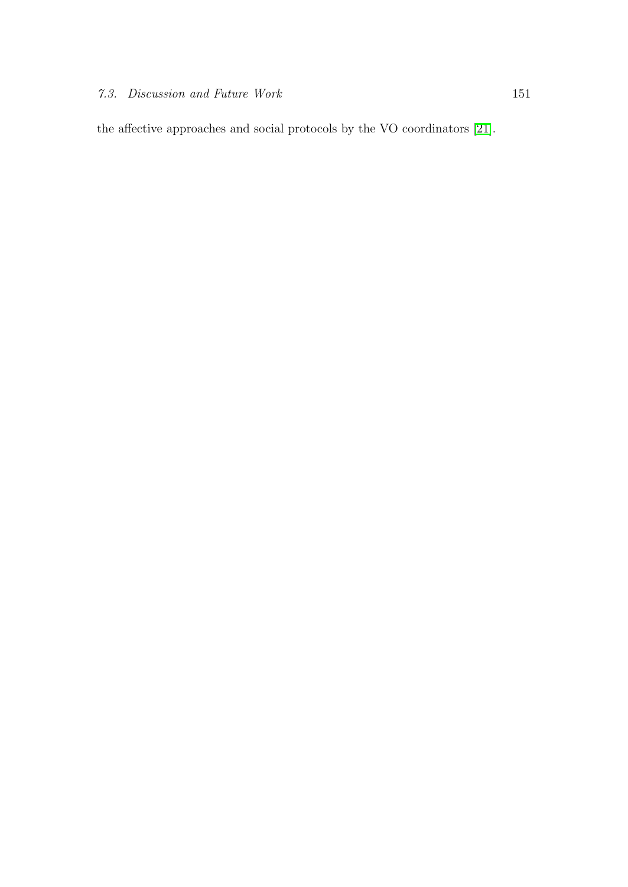the affective approaches and social protocols by the VO coordinators [21].